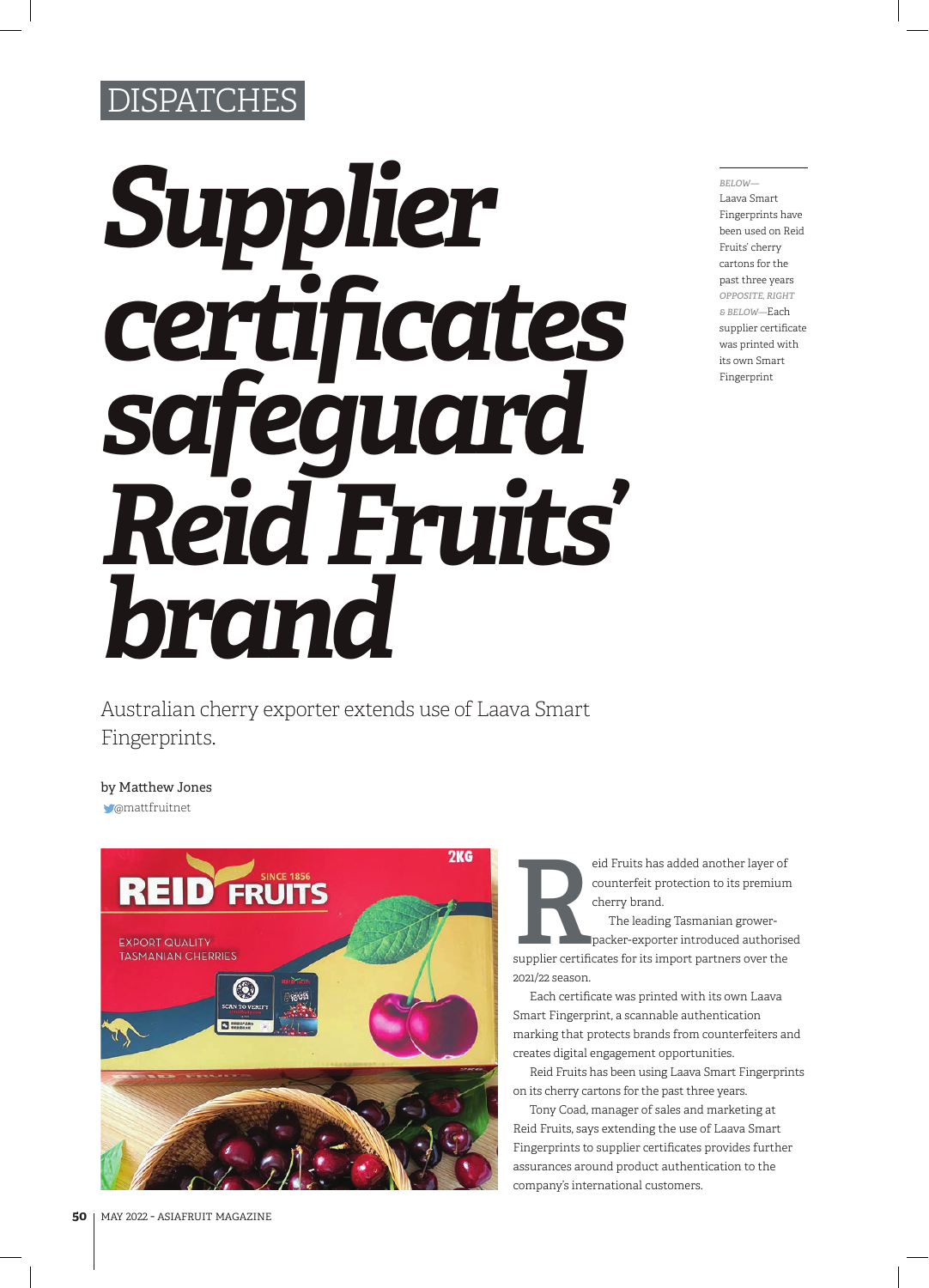DISPATCHES

# *Supplier certificates safeguard Reid Fruits' brand*

Australian cherry exporter extends use of Laava Smart Fingerprints.

by Matthew Jones
@mattfruitnet

*BELOW*—Laava Smart Fingerprints have been used on Reid Fruits' cherry cartons for the past three years *OPPOSITE, RIGHT & BELOW*—Each supplier certificate was printed with its own Smart Fingerprint

Reid Fruits has added another layer of counterfeit protection to its premium cherry brand.

The leading Tasmanian grower-packer-exporter introduced authorised supplier certificates for its import partners over the 2021/22 season.

Each certificate was printed with its own Laava Smart Fingerprint, a scannable authentication marking that protects brands from counterfeiters and creates digital engagement opportunities.

Reid Fruits has been using Laava Smart Fingerprints on its cherry cartons for the past three years.

Tony Coad, manager of sales and marketing at Reid Fruits, says extending the use of Laava Smart Fingerprints to supplier certificates provides further assurances around product authentication to the company's international customers.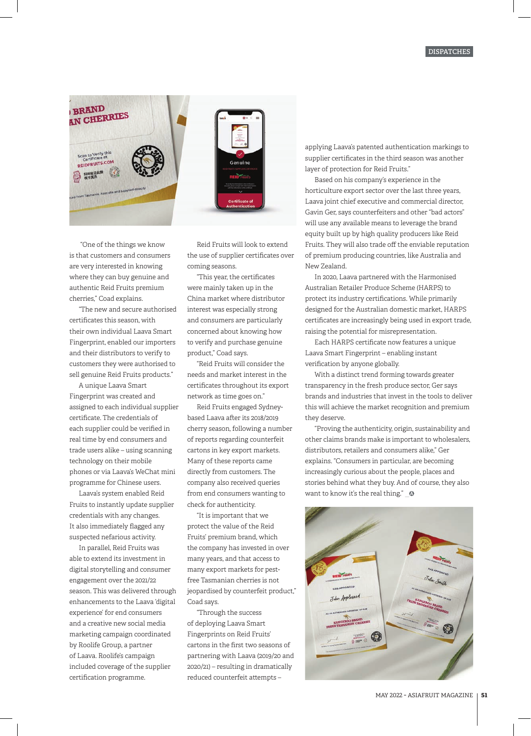"One of the things we know is that customers and consumers are very interested in knowing where they can buy genuine and authentic Reid Fruits premium cherries," Coad explains.

"The new and secure authorised certificates this season, with their own individual Laava Smart Fingerprint, enabled our importers and their distributors to verify to customers they were authorised to sell genuine Reid Fruits products."

A unique Laava Smart Fingerprint was created and assigned to each individual supplier certificate. The credentials of each supplier could be verified in real time by end consumers and trade users alike – using scanning technology on their mobile phones or via Laava's WeChat mini programme for Chinese users.

Laava's system enabled Reid Fruits to instantly update supplier credentials with any changes. It also immediately flagged any suspected nefarious activity.

In parallel, Reid Fruits was able to extend its investment in digital storytelling and consumer engagement over the 2021/22 season. This was delivered through enhancements to the Laava 'digital experience' for end consumers and a creative new social media marketing campaign coordinated by Roolife Group, a partner of Laava. Roolife's campaign included coverage of the supplier certification programme.

Reid Fruits will look to extend the use of supplier certificates over coming seasons.

"This year, the certificates were mainly taken up in the China market where distributor interest was especially strong and consumers are particularly concerned about knowing how to verify and purchase genuine product," Coad says.

"Reid Fruits will consider the needs and market interest in the certificates throughout its export network as time goes on."

Reid Fruits engaged Sydney-based Laava after its 2018/2019 cherry season, following a number of reports regarding counterfeit cartons in key export markets. Many of these reports came directly from customers. The company also received queries from end consumers wanting to check for authenticity.

"It is important that we protect the value of the Reid Fruits' premium brand, which the company has invested in over many years, and that access to many export markets for pest-free Tasmanian cherries is not jeopardised by counterfeit product," Coad says.

"Through the success of deploying Laava Smart Fingerprints on Reid Fruits' cartons in the first two seasons of partnering with Laava (2019/20 and 2020/21) – resulting in dramatically reduced counterfeit attempts – applying Laava's patented authentication markings to supplier certificates in the third season was another layer of protection for Reid Fruits."

Based on his company's experience in the horticulture export sector over the last three years, Laava joint chief executive and commercial director, Gavin Ger, says counterfeiters and other "bad actors" will use any available means to leverage the brand equity built up by high quality producers like Reid Fruits. They will also trade off the enviable reputation of premium producing countries, like Australia and New Zealand.

In 2020, Laava partnered with the Harmonised Australian Retailer Produce Scheme (HARPS) to protect its industry certifications. While primarily designed for the Australian domestic market, HARPS certificates are increasingly being used in export trade, raising the potential for misrepresentation.

Each HARPS certificate now features a unique Laava Smart Fingerprint – enabling instant verification by anyone globally.

With a distinct trend forming towards greater transparency in the fresh produce sector, Ger says brands and industries that invest in the tools to deliver this will achieve the market recognition and premium they deserve.

"Proving the authenticity, origin, sustainability and other claims brands make is important to wholesalers, distributors, retailers and consumers alike," Ger explains. "Consumers in particular, are becoming increasingly curious about the people, places and stories behind what they buy. And of course, they also want to know it's the real thing."